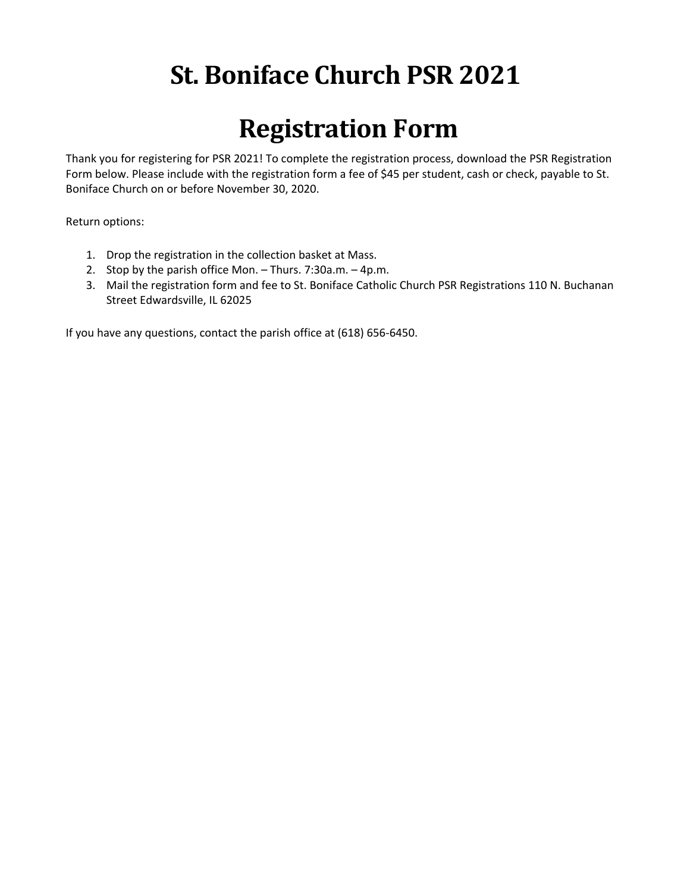# St. Boniface Church PSR 2021

# Registration Form

Thank you for registering for PSR 2021! To complete the registration process, download the PSR Registration Form below. Please include with the registration form a fee of $45 per student, cash or check, payable to St. Boniface Church on or before November 30, 2020.

Return options:

1. Drop the registration in the collection basket at Mass.
2. Stop by the parish office Mon. – Thurs. 7:30a.m. – 4p.m.
3. Mail the registration form and fee to St. Boniface Catholic Church PSR Registrations 110 N. Buchanan Street Edwardsville, IL 62025

If you have any questions, contact the parish office at (618) 656-6450.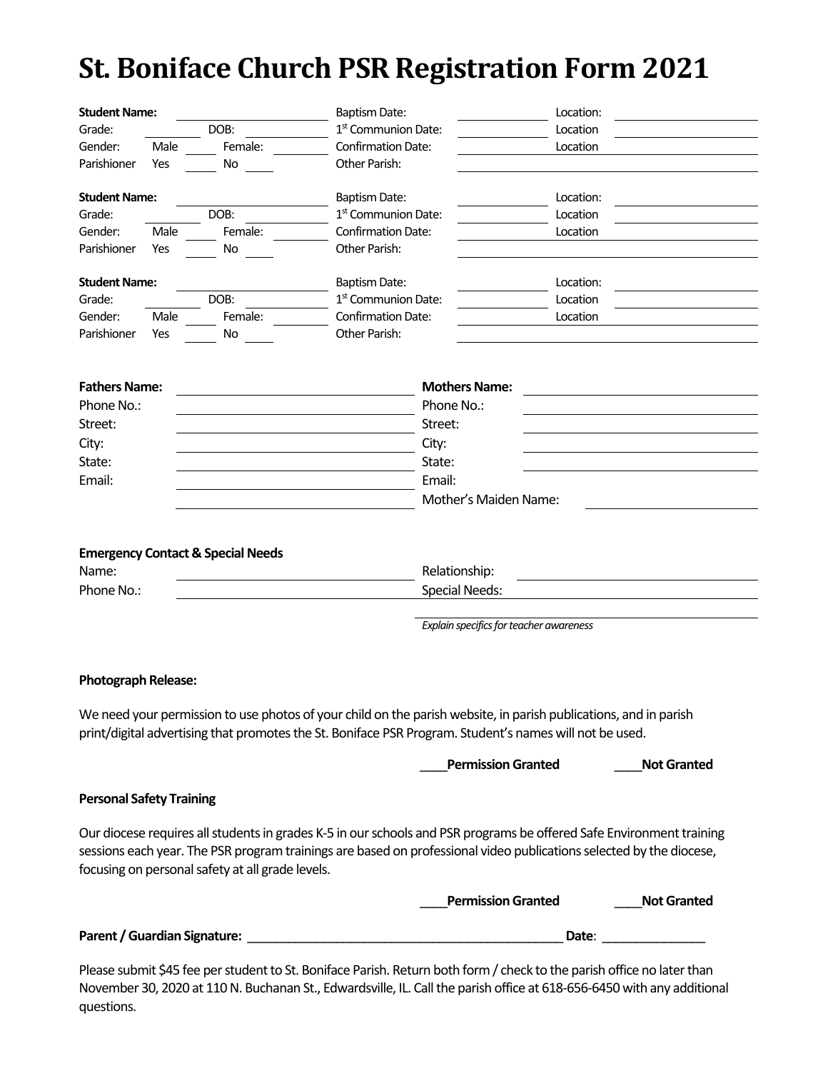# St. Boniface Church PSR Registration Form 2021

| | | | |
|---|---|---|---|
| **Student Name:** | | Baptism Date: | Location: |
| Grade: | DOB: | 1st Communion Date: | Location |
| Gender: Male | Female: | Confirmation Date: | Location |
| Parishioner Yes | No | Other Parish: | |

| | | | |
|---|---|---|---|
| **Student Name:** | | Baptism Date: | Location: |
| Grade: | DOB: | 1st Communion Date: | Location |
| Gender: Male | Female: | Confirmation Date: | Location |
| Parishioner Yes | No | Other Parish: | |

| | | | |
|---|---|---|---|
| **Student Name:** | | Baptism Date: | Location: |
| Grade: | DOB: | 1st Communion Date: | Location |
| Gender: Male | Female: | Confirmation Date: | Location |
| Parishioner Yes | No | Other Parish: | |

| | | | |
|---|---|---|---|
| **Fathers Name:** | | **Mothers Name:** | |
| Phone No.: | | Phone No.: | |
| Street: | | Street: | |
| City: | | City: | |
| State: | | State: | |
| Email: | | Email: | |
| | | Mother's Maiden Name: | |

**Emergency Contact & Special Needs**

| | | | |
|---|---|---|---|
| Name: | | Relationship: | |
| Phone No.: | | Special Needs: | |

*Explain specifics for teacher awareness*

**Photograph Release:**

We need your permission to use photos of your child on the parish website, in parish publications, and in parish print/digital advertising that promotes the St. Boniface PSR Program. Student's names will not be used.

____**Permission Granted** ____**Not Granted**

**Personal Safety Training**

Our diocese requires all students in grades K-5 in our schools and PSR programs be offered Safe Environment training sessions each year. The PSR program trainings are based on professional video publications selected by the diocese, focusing on personal safety at all grade levels.

____**Permission Granted** ____**Not Granted**

**Parent / Guardian Signature:** ________________________________________________ **Date**: _______________

Please submit $45 fee per student to St. Boniface Parish. Return both form / check to the parish office no later than November 30, 2020 at 110 N. Buchanan St., Edwardsville, IL. Call the parish office at 618-656-6450 with any additional questions.